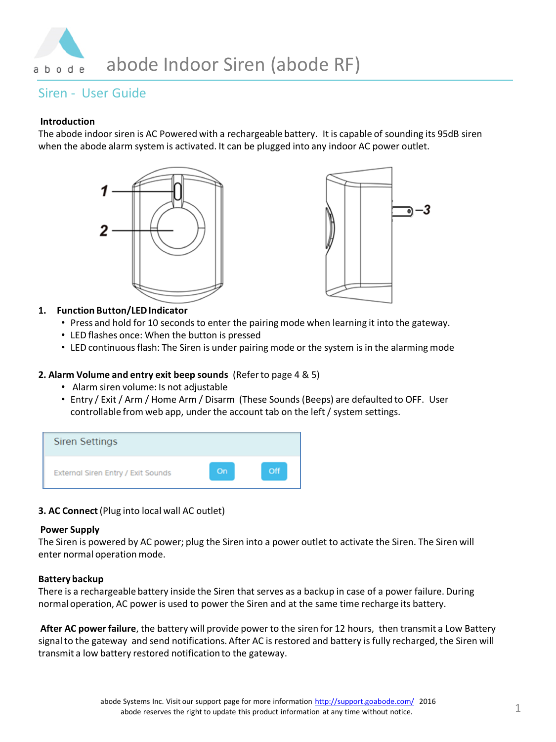# abode Indoor Siren (abode RF)

## Siren - User Guide

**Introduction**

The abode indoor siren is AC Powered with a rechargeable battery. It is capable of sounding its 95dB siren when the abode alarm system is activated. It can be plugged into any indoor AC power outlet.

1. **Function Button/LED Indicator**
   - Press and hold for 10 seconds to enter the pairing mode when learning it into the gateway.
   - LED flashes once: When the button is pressed
   - LED continuous flash: The Siren is under pairing mode or the system is in the alarming mode

**2. Alarm Volume and entry exit beep sounds** (Refer to page 4 & 5)

- Alarm siren volume: Is not adjustable
- Entry / Exit / Arm / Home Arm / Disarm (These Sounds (Beeps) are defaulted to OFF. User controllable from web app, under the account tab on the left / system settings.

| Siren Settings | | |
|---|---|---|
| External Siren Entry / Exit Sounds | On | Off |

**3. AC Connect** (Plug into local wall AC outlet)

**Power Supply**

The Siren is powered by AC power; plug the Siren into a power outlet to activate the Siren. The Siren will enter normal operation mode.

**Battery backup**

There is a rechargeable battery inside the Siren that serves as a backup in case of a power failure. During normal operation, AC power is used to power the Siren and at the same time recharge its battery.

**After AC power failure**, the battery will provide power to the siren for 12 hours, then transmit a Low Battery signal to the gateway and send notifications. After AC is restored and battery is fully recharged, the Siren will transmit a low battery restored notification to the gateway.

abode Systems Inc. Visit our support page for more information http://support.goabode.com/ 2016
abode reserves the right to update this product information at any time without notice.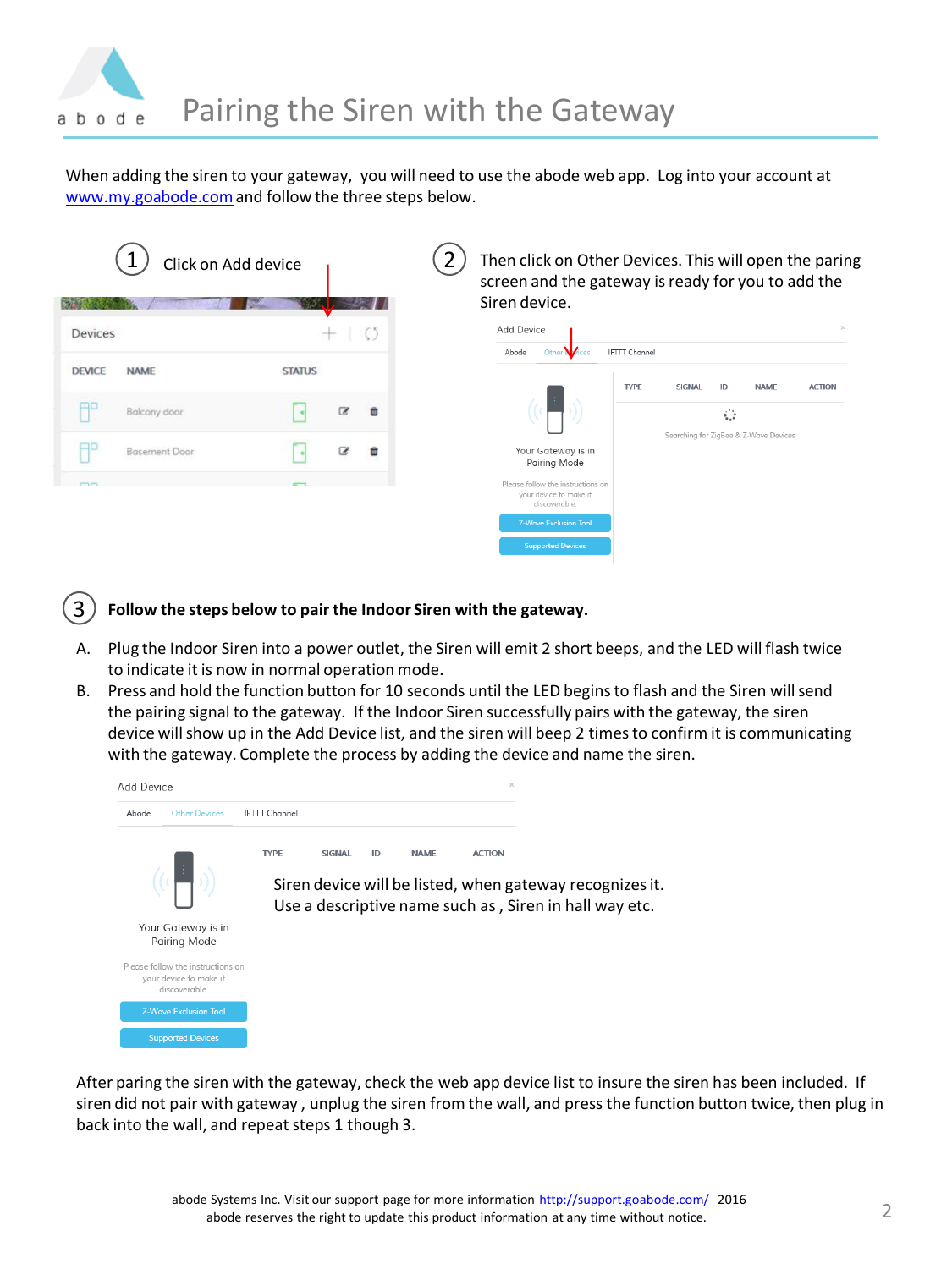# Pairing the Siren with the Gateway

When adding the siren to your gateway, you will need to use the abode web app. Log into your account at www.my.goabode.com and follow the three steps below.

1. Click on Add device

| DEVICE | NAME | STATUS |
|---|---|---|
| | Balcony door | |
| | Basement Door | |

2. Then click on Other Devices. This will open the paring screen and the gateway is ready for you to add the Siren device.

Add Device

Abode | Other Devices | IFTTT Channel

| TYPE | SIGNAL | ID | NAME | ACTION |
|---|---|---|---|---|

Searching for ZigBee & Z-Wave Devices

Your Gateway is in Pairing Mode

Please follow the instructions on your device to make it discoverable.

Z-Wave Exclusion Tool

Supported Devices

3. **Follow the steps below to pair the Indoor Siren with the gateway.**

A. Plug the Indoor Siren into a power outlet, the Siren will emit 2 short beeps, and the LED will flash twice to indicate it is now in normal operation mode.

B. Press and hold the function button for 10 seconds until the LED begins to flash and the Siren will send the pairing signal to the gateway. If the Indoor Siren successfully pairs with the gateway, the siren device will show up in the Add Device list, and the siren will beep 2 times to confirm it is communicating with the gateway. Complete the process by adding the device and name the siren.

Add Device

Abode | Other Devices | IFTTT Channel

| TYPE | SIGNAL | ID | NAME | ACTION |
|---|---|---|---|---|

Siren device will be listed, when gateway recognizes it.
Use a descriptive name such as , Siren in hall way etc.

Your Gateway is in Pairing Mode

Please follow the instructions on your device to make it discoverable.

Z-Wave Exclusion Tool

Supported Devices

After paring the siren with the gateway, check the web app device list to insure the siren has been included. If siren did not pair with gateway , unplug the siren from the wall, and press the function button twice, then plug in back into the wall, and repeat steps 1 though 3.

abode Systems Inc. Visit our support page for more information http://support.goabode.com/ 2016
abode reserves the right to update this product information at any time without notice.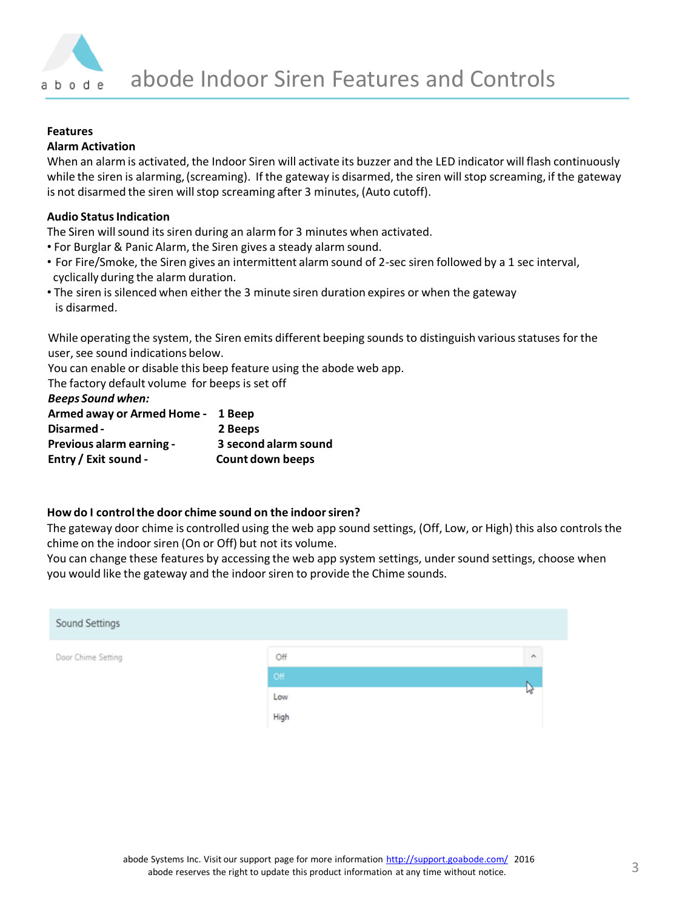# abode Indoor Siren Features and Controls

**Features**

**Alarm Activation**

When an alarm is activated, the Indoor Siren will activate its buzzer and the LED indicator will flash continuously while the siren is alarming, (screaming). If the gateway is disarmed, the siren will stop screaming, if the gateway is not disarmed the siren will stop screaming after 3 minutes, (Auto cutoff).

**Audio Status Indication**

The Siren will sound its siren during an alarm for 3 minutes when activated.

- For Burglar & Panic Alarm, the Siren gives a steady alarm sound.
- For Fire/Smoke, the Siren gives an intermittent alarm sound of 2-sec siren followed by a 1 sec interval, cyclically during the alarm duration.
- The siren is silenced when either the 3 minute siren duration expires or when the gateway is disarmed.

While operating the system, the Siren emits different beeping sounds to distinguish various statuses for the user, see sound indications below.
You can enable or disable this beep feature using the abode web app.
The factory default volume for beeps is set off

***Beeps Sound when:***

| | |
|---|---|
| **Armed away or Armed Home -** | **1 Beep** |
| **Disarmed -** | **2 Beeps** |
| **Previous alarm earning -** | **3 second alarm sound** |
| **Entry / Exit sound -** | **Count down beeps** |

**How do I control the door chime sound on the indoor siren?**

The gateway door chime is controlled using the web app sound settings, (Off, Low, or High) this also controls the chime on the indoor siren (On or Off) but not its volume.
You can change these features by accessing the web app system settings, under sound settings, choose when you would like the gateway and the indoor siren to provide the Chime sounds.

Sound Settings

Door Chime Setting: Off
- Off
- Low
- High

abode Systems Inc. Visit our support page for more information http://support.goabode.com/ 2016
abode reserves the right to update this product information at any time without notice.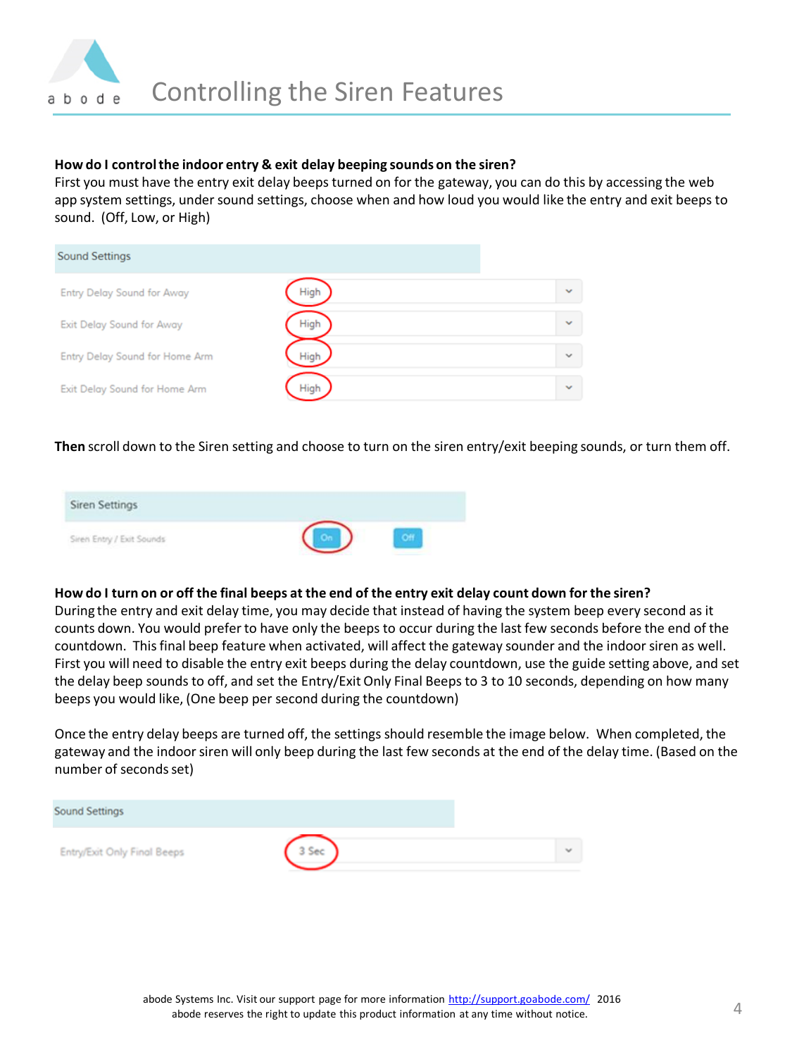# Controlling the Siren Features

**How do I control the indoor entry & exit delay beeping sounds on the siren?**
First you must have the entry exit delay beeps turned on for the gateway, you can do this by accessing the web app system settings, under sound settings, choose when and how loud you would like the entry and exit beeps to sound. (Off, Low, or High)

| Sound Settings | |
|---|---|
| Entry Delay Sound for Away | High |
| Exit Delay Sound for Away | High |
| Entry Delay Sound for Home Arm | High |
| Exit Delay Sound for Home Arm | High |

**Then** scroll down to the Siren setting and choose to turn on the siren entry/exit beeping sounds, or turn them off.

| Siren Settings | | |
|---|---|---|
| Siren Entry / Exit Sounds | On | Off |

**How do I turn on or off the final beeps at the end of the entry exit delay count down for the siren?**
During the entry and exit delay time, you may decide that instead of having the system beep every second as it counts down. You would prefer to have only the beeps to occur during the last few seconds before the end of the countdown. This final beep feature when activated, will affect the gateway sounder and the indoor siren as well. First you will need to disable the entry exit beeps during the delay countdown, use the guide setting above, and set the delay beep sounds to off, and set the Entry/Exit Only Final Beeps to 3 to 10 seconds, depending on how many beeps you would like, (One beep per second during the countdown)

Once the entry delay beeps are turned off, the settings should resemble the image below. When completed, the gateway and the indoor siren will only beep during the last few seconds at the end of the delay time. (Based on the number of seconds set)

| Sound Settings | |
|---|---|
| Entry/Exit Only Final Beeps | 3 Sec |

abode Systems Inc. Visit our support page for more information http://support.goabode.com/ 2016
abode reserves the right to update this product information at any time without notice.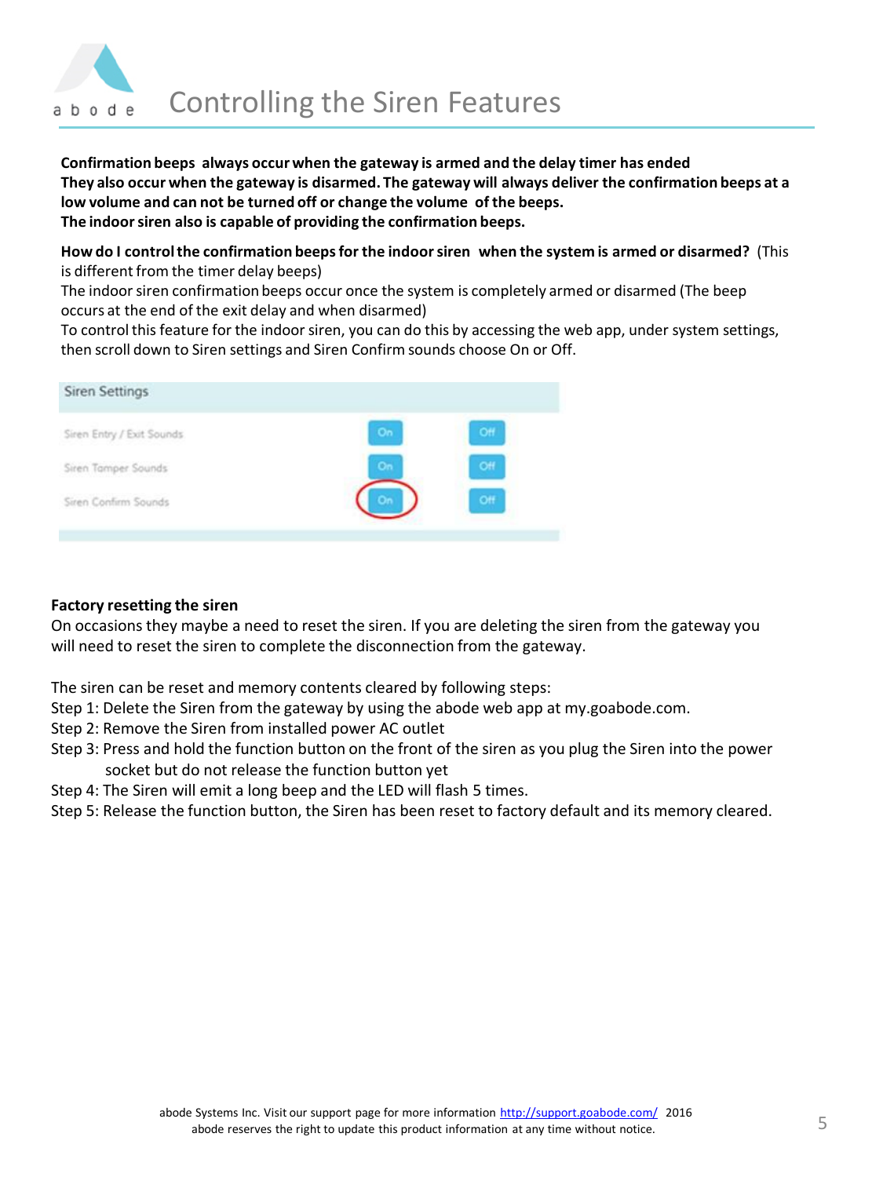# Controlling the Siren Features

**Confirmation beeps always occur when the gateway is armed and the delay timer has ended**
**They also occur when the gateway is disarmed. The gateway will always deliver the confirmation beeps at a low volume and can not be turned off or change the volume of the beeps.**
**The indoor siren also is capable of providing the confirmation beeps.**

**How do I control the confirmation beeps for the indoor siren when the system is armed or disarmed?** (This is different from the timer delay beeps)
The indoor siren confirmation beeps occur once the system is completely armed or disarmed (The beep occurs at the end of the exit delay and when disarmed)
To control this feature for the indoor siren, you can do this by accessing the web app, under system settings, then scroll down to Siren settings and Siren Confirm sounds choose On or Off.

Siren Settings

| | | |
|---|---|---|
| Siren Entry / Exit Sounds | On | Off |
| Siren Tamper Sounds | On | Off |
| Siren Confirm Sounds | On | Off |

**Factory resetting the siren**
On occasions they maybe a need to reset the siren. If you are deleting the siren from the gateway you will need to reset the siren to complete the disconnection from the gateway.

The siren can be reset and memory contents cleared by following steps:
Step 1: Delete the Siren from the gateway by using the abode web app at my.goabode.com.
Step 2: Remove the Siren from installed power AC outlet
Step 3: Press and hold the function button on the front of the siren as you plug the Siren into the power socket but do not release the function button yet
Step 4: The Siren will emit a long beep and the LED will flash 5 times.
Step 5: Release the function button, the Siren has been reset to factory default and its memory cleared.

abode Systems Inc. Visit our support page for more information http://support.goabode.com/ 2016
abode reserves the right to update this product information at any time without notice.